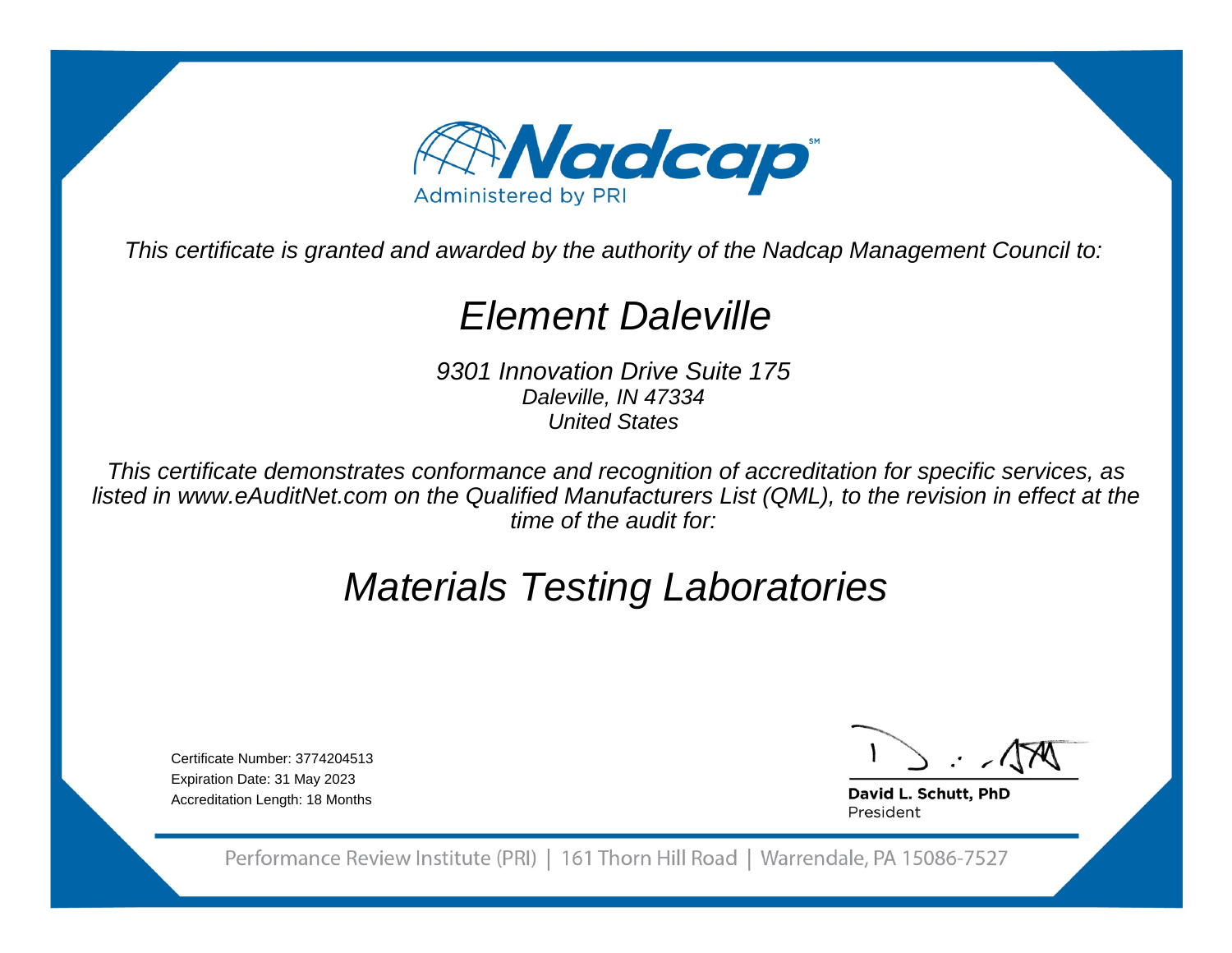Nadcap

Administered by PRI

*This certificate is granted and awarded by the authority of the Nadcap Management Council to:*

# *Element Daleville*

*9301 Innovation Drive Suite 175*
*Daleville, IN 47334*
*United States*

*This certificate demonstrates conformance and recognition of accreditation for specific services, as listed in www.eAuditNet.com on the Qualified Manufacturers List (QML), to the revision in effect at the time of the audit for:*

## *Materials Testing Laboratories*

Certificate Number: 3774204513
Expiration Date: 31 May 2023
Accreditation Length: 18 Months

**David L. Schutt, PhD**
President

Performance Review Institute (PRI) | 161 Thorn Hill Road | Warrendale, PA 15086-7527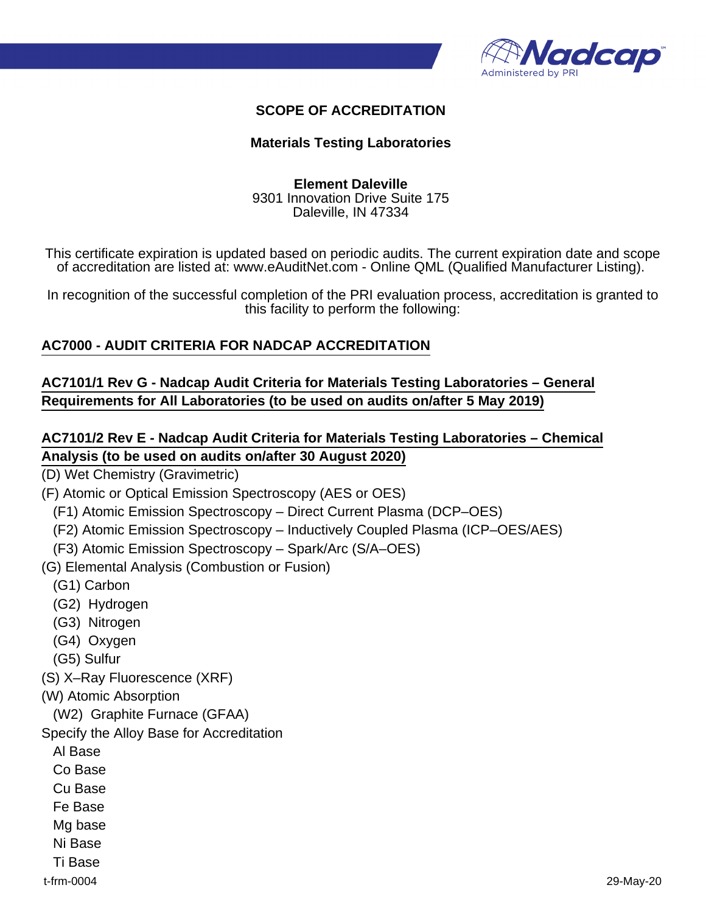# SCOPE OF ACCREDITATION

## Materials Testing Laboratories

**Element Daleville**
9301 Innovation Drive Suite 175
Daleville, IN 47334

This certificate expiration is updated based on periodic audits. The current expiration date and scope of accreditation are listed at: www.eAuditNet.com - Online QML (Qualified Manufacturer Listing).

In recognition of the successful completion of the PRI evaluation process, accreditation is granted to this facility to perform the following:

### AC7000 - AUDIT CRITERIA FOR NADCAP ACCREDITATION

### AC7101/1 Rev G - Nadcap Audit Criteria for Materials Testing Laboratories – General Requirements for All Laboratories (to be used on audits on/after 5 May 2019)

### AC7101/2 Rev E - Nadcap Audit Criteria for Materials Testing Laboratories – Chemical Analysis (to be used on audits on/after 30 August 2020)

(D) Wet Chemistry (Gravimetric)
(F) Atomic or Optical Emission Spectroscopy (AES or OES)
- (F1) Atomic Emission Spectroscopy – Direct Current Plasma (DCP–OES)
- (F2) Atomic Emission Spectroscopy – Inductively Coupled Plasma (ICP–OES/AES)
- (F3) Atomic Emission Spectroscopy – Spark/Arc (S/A–OES)

(G) Elemental Analysis (Combustion or Fusion)
- (G1) Carbon
- (G2) Hydrogen
- (G3) Nitrogen
- (G4) Oxygen
- (G5) Sulfur

(S) X–Ray Fluorescence (XRF)
(W) Atomic Absorption
- (W2) Graphite Furnace (GFAA)

Specify the Alloy Base for Accreditation
- Al Base
- Co Base
- Cu Base
- Fe Base
- Mg base
- Ni Base
- Ti Base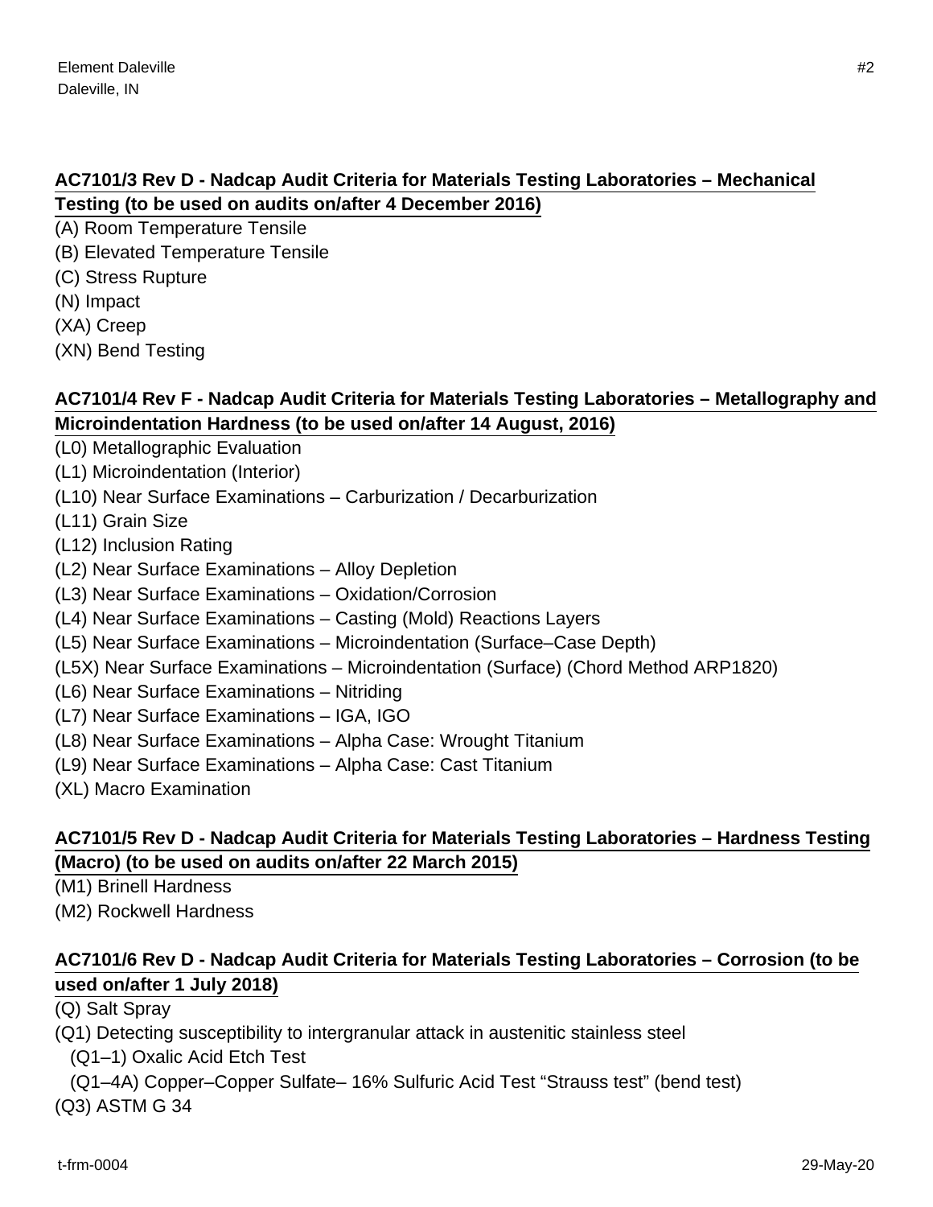**AC7101/3 Rev D - Nadcap Audit Criteria for Materials Testing Laboratories – Mechanical Testing (to be used on audits on/after 4 December 2016)**

(A) Room Temperature Tensile
(B) Elevated Temperature Tensile
(C) Stress Rupture
(N) Impact
(XA) Creep
(XN) Bend Testing

**AC7101/4 Rev F - Nadcap Audit Criteria for Materials Testing Laboratories – Metallography and Microindentation Hardness (to be used on/after 14 August, 2016)**

(L0) Metallographic Evaluation
(L1) Microindentation (Interior)
(L10) Near Surface Examinations – Carburization / Decarburization
(L11) Grain Size
(L12) Inclusion Rating
(L2) Near Surface Examinations – Alloy Depletion
(L3) Near Surface Examinations – Oxidation/Corrosion
(L4) Near Surface Examinations – Casting (Mold) Reactions Layers
(L5) Near Surface Examinations – Microindentation (Surface–Case Depth)
(L5X) Near Surface Examinations – Microindentation (Surface) (Chord Method ARP1820)
(L6) Near Surface Examinations – Nitriding
(L7) Near Surface Examinations – IGA, IGO
(L8) Near Surface Examinations – Alpha Case: Wrought Titanium
(L9) Near Surface Examinations – Alpha Case: Cast Titanium
(XL) Macro Examination

**AC7101/5 Rev D - Nadcap Audit Criteria for Materials Testing Laboratories – Hardness Testing (Macro) (to be used on audits on/after 22 March 2015)**

(M1) Brinell Hardness
(M2) Rockwell Hardness

**AC7101/6 Rev D - Nadcap Audit Criteria for Materials Testing Laboratories – Corrosion (to be used on/after 1 July 2018)**

(Q) Salt Spray
(Q1) Detecting susceptibility to intergranular attack in austenitic stainless steel
  (Q1–1) Oxalic Acid Etch Test
  (Q1–4A) Copper–Copper Sulfate– 16% Sulfuric Acid Test “Strauss test” (bend test)
(Q3) ASTM G 34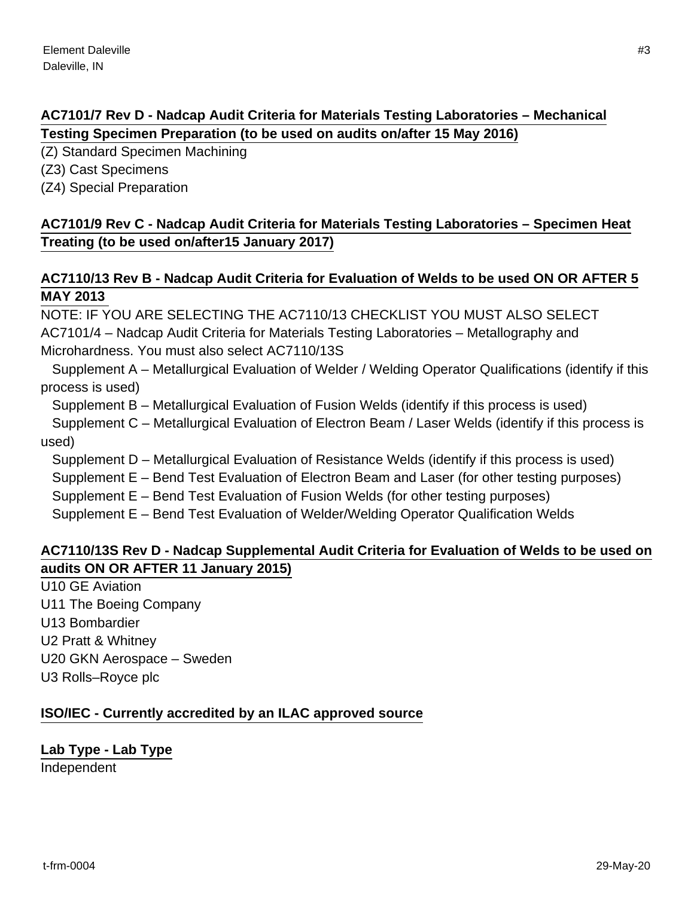**AC7101/7 Rev D - Nadcap Audit Criteria for Materials Testing Laboratories – Mechanical Testing Specimen Preparation (to be used on audits on/after 15 May 2016)**

(Z) Standard Specimen Machining

(Z3) Cast Specimens

(Z4) Special Preparation

**AC7101/9 Rev C - Nadcap Audit Criteria for Materials Testing Laboratories – Specimen Heat Treating (to be used on/after15 January 2017)**

**AC7110/13 Rev B - Nadcap Audit Criteria for Evaluation of Welds to be used ON OR AFTER 5 MAY 2013**

NOTE: IF YOU ARE SELECTING THE AC7110/13 CHECKLIST YOU MUST ALSO SELECT AC7101/4 – Nadcap Audit Criteria for Materials Testing Laboratories – Metallography and Microhardness. You must also select AC7110/13S

Supplement A – Metallurgical Evaluation of Welder / Welding Operator Qualifications (identify if this process is used)

Supplement B – Metallurgical Evaluation of Fusion Welds (identify if this process is used)

Supplement C – Metallurgical Evaluation of Electron Beam / Laser Welds (identify if this process is used)

Supplement D – Metallurgical Evaluation of Resistance Welds (identify if this process is used)

Supplement E – Bend Test Evaluation of Electron Beam and Laser (for other testing purposes)

Supplement E – Bend Test Evaluation of Fusion Welds (for other testing purposes)

Supplement E – Bend Test Evaluation of Welder/Welding Operator Qualification Welds

**AC7110/13S Rev D - Nadcap Supplemental Audit Criteria for Evaluation of Welds to be used on audits ON OR AFTER 11 January 2015)**

U10 GE Aviation

U11 The Boeing Company

U13 Bombardier

U2 Pratt & Whitney

U20 GKN Aerospace – Sweden

U3 Rolls–Royce plc

**ISO/IEC - Currently accredited by an ILAC approved source**

**Lab Type - Lab Type**

Independent